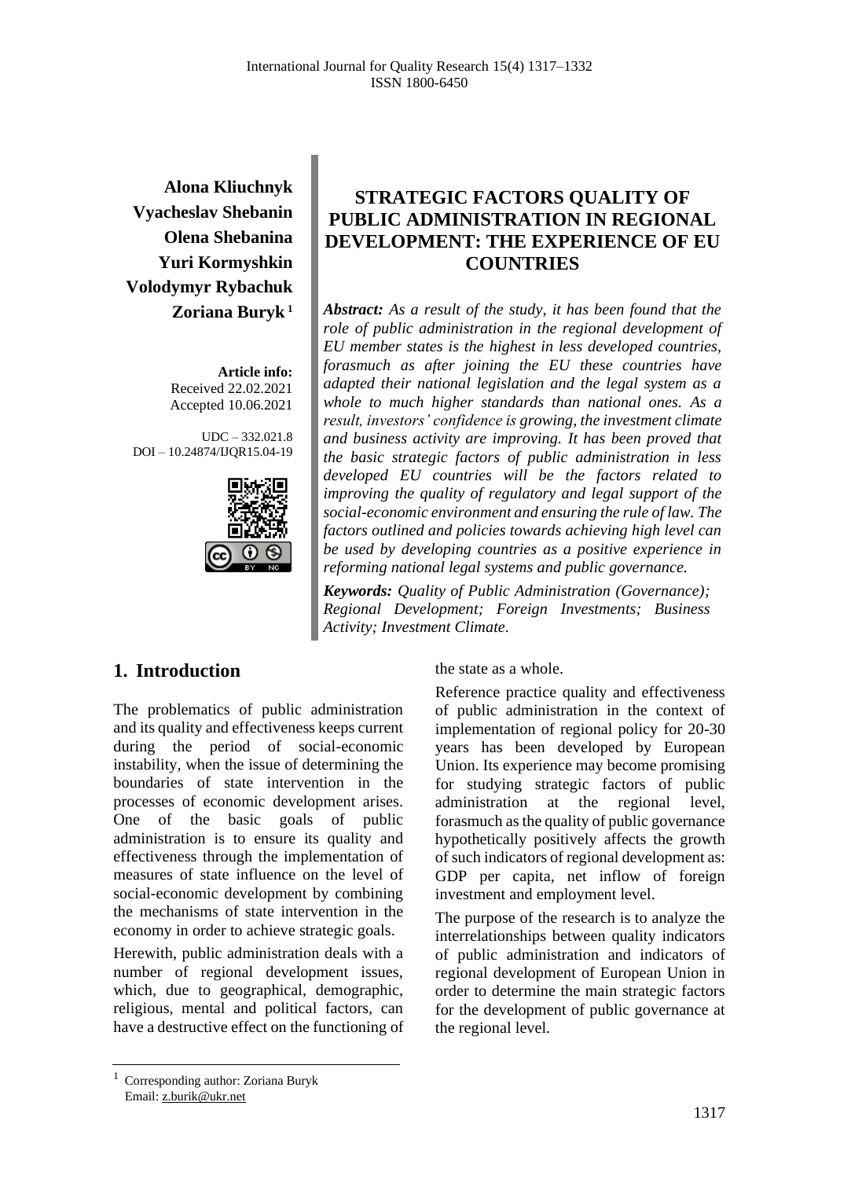**Alona Kliuchnyk**
**Vyacheslav Shebanin**
**Olena Shebanina**
**Yuri Kormyshkin**
**Volodymyr Rybachuk**
**Zoriana Buryk** [1]

**Article info:**
Received 22.02.2021
Accepted 10.06.2021

UDC – 332.021.8
DOI – 10.24874/IJQR15.04-19

# STRATEGIC FACTORS QUALITY OF PUBLIC ADMINISTRATION IN REGIONAL DEVELOPMENT: THE EXPERIENCE OF EU COUNTRIES

***Abstract:*** *As a result of the study, it has been found that the role of public administration in the regional development of EU member states is the highest in less developed countries, forasmuch as after joining the EU these countries have adapted their national legislation and the legal system as a whole to much higher standards than national ones. As a result, investors' confidence is growing, the investment climate and business activity are improving. It has been proved that the basic strategic factors of public administration in less developed EU countries will be the factors related to improving the quality of regulatory and legal support of the social-economic environment and ensuring the rule of law. The factors outlined and policies towards achieving high level can be used by developing countries as a positive experience in reforming national legal systems and public governance.*

***Keywords:*** *Quality of Public Administration (Governance); Regional Development; Foreign Investments; Business Activity; Investment Climate.*

## 1. Introduction

The problematics of public administration and its quality and effectiveness keeps current during the period of social-economic instability, when the issue of determining the boundaries of state intervention in the processes of economic development arises. One of the basic goals of public administration is to ensure its quality and effectiveness through the implementation of measures of state influence on the level of social-economic development by combining the mechanisms of state intervention in the economy in order to achieve strategic goals.

Herewith, public administration deals with a number of regional development issues, which, due to geographical, demographic, religious, mental and political factors, can have a destructive effect on the functioning of the state as a whole.

Reference practice quality and effectiveness of public administration in the context of implementation of regional policy for 20-30 years has been developed by European Union. Its experience may become promising for studying strategic factors of public administration at the regional level, forasmuch as the quality of public governance hypothetically positively affects the growth of such indicators of regional development as: GDP per capita, net inflow of foreign investment and employment level.

The purpose of the research is to analyze the interrelationships between quality indicators of public administration and indicators of regional development of European Union in order to determine the main strategic factors for the development of public governance at the regional level.

---

[1] Corresponding author: Zoriana Buryk
Email: z.burik@ukr.net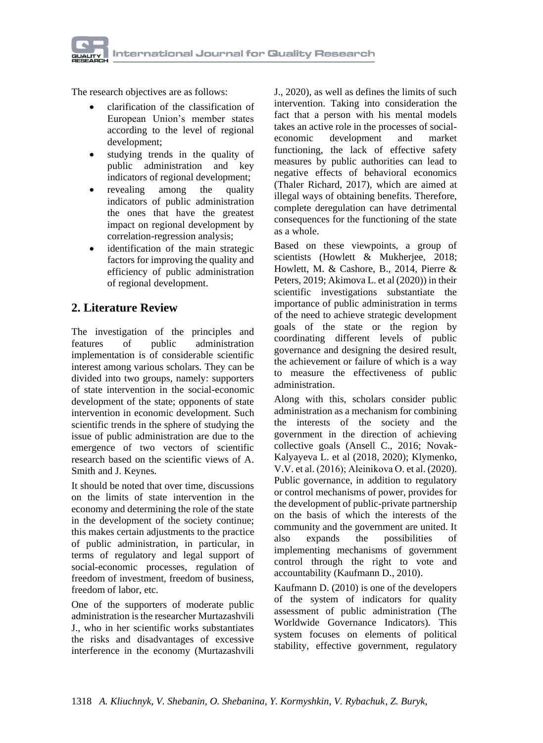The research objectives are as follows:

- clarification of the classification of European Union's member states according to the level of regional development;
- studying trends in the quality of public administration and key indicators of regional development;
- revealing among the quality indicators of public administration the ones that have the greatest impact on regional development by correlation-regression analysis;
- identification of the main strategic factors for improving the quality and efficiency of public administration of regional development.

## 2. Literature Review

The investigation of the principles and features of public administration implementation is of considerable scientific interest among various scholars. They can be divided into two groups, namely: supporters of state intervention in the social-economic development of the state; opponents of state intervention in economic development. Such scientific trends in the sphere of studying the issue of public administration are due to the emergence of two vectors of scientific research based on the scientific views of A. Smith and J. Keynes.

It should be noted that over time, discussions on the limits of state intervention in the economy and determining the role of the state in the development of the society continue; this makes certain adjustments to the practice of public administration, in particular, in terms of regulatory and legal support of social-economic processes, regulation of freedom of investment, freedom of business, freedom of labor, etc.

One of the supporters of moderate public administration is the researcher Murtazashvili J., who in her scientific works substantiates the risks and disadvantages of excessive interference in the economy (Murtazashvili J., 2020), as well as defines the limits of such intervention. Taking into consideration the fact that a person with his mental models takes an active role in the processes of social-economic development and market functioning, the lack of effective safety measures by public authorities can lead to negative effects of behavioral economics (Thaler Richard, 2017), which are aimed at illegal ways of obtaining benefits. Therefore, complete deregulation can have detrimental consequences for the functioning of the state as a whole.

Based on these viewpoints, a group of scientists (Howlett & Mukherjee, 2018; Howlett, M. & Cashore, B., 2014, Pierre & Peters, 2019; Akimova L. et al (2020)) in their scientific investigations substantiate the importance of public administration in terms of the need to achieve strategic development goals of the state or the region by coordinating different levels of public governance and designing the desired result, the achievement or failure of which is a way to measure the effectiveness of public administration.

Along with this, scholars consider public administration as a mechanism for combining the interests of the society and the government in the direction of achieving collective goals (Ansell C., 2016; Novak-Kalyayeva L. et al (2018, 2020); Klymenko, V.V. et al. (2016); Aleinikova O. et al. (2020). Public governance, in addition to regulatory or control mechanisms of power, provides for the development of public-private partnership on the basis of which the interests of the community and the government are united. It also expands the possibilities of implementing mechanisms of government control through the right to vote and accountability (Kaufmann D., 2010).

Kaufmann D. (2010) is one of the developers of the system of indicators for quality assessment of public administration (The Worldwide Governance Indicators). This system focuses on elements of political stability, effective government, regulatory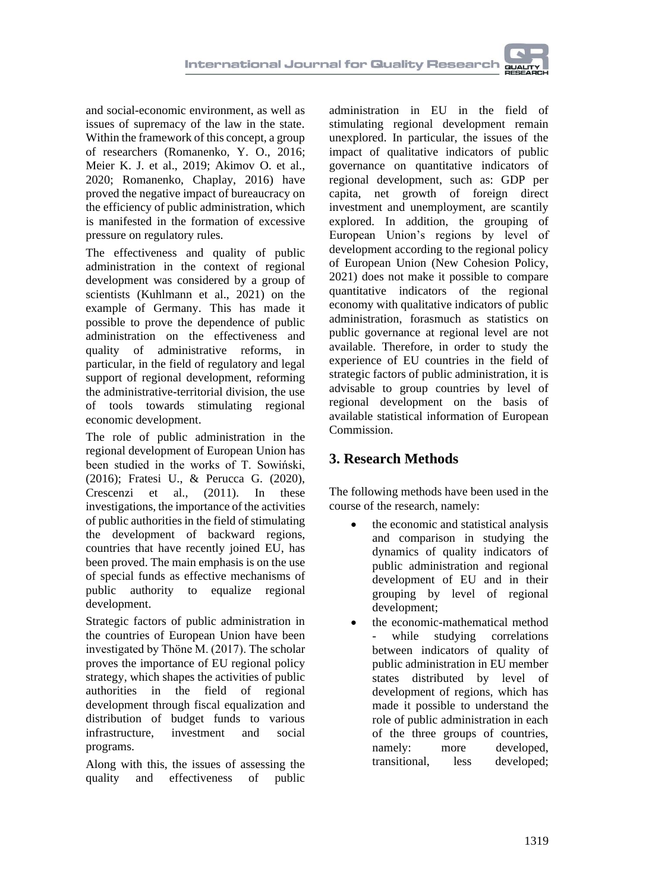and social-economic environment, as well as issues of supremacy of the law in the state. Within the framework of this concept, a group of researchers (Romanenko, Y. O., 2016; Meier K. J. et al., 2019; Akimov O. et al., 2020; Romanenko, Chaplay, 2016) have proved the negative impact of bureaucracy on the efficiency of public administration, which is manifested in the formation of excessive pressure on regulatory rules.

The effectiveness and quality of public administration in the context of regional development was considered by a group of scientists (Kuhlmann et al., 2021) on the example of Germany. This has made it possible to prove the dependence of public administration on the effectiveness and quality of administrative reforms, in particular, in the field of regulatory and legal support of regional development, reforming the administrative-territorial division, the use of tools towards stimulating regional economic development.

The role of public administration in the regional development of European Union has been studied in the works of T. Sowiński, (2016); Fratesi U., & Perucca G. (2020), Crescenzi et al., (2011). In these investigations, the importance of the activities of public authorities in the field of stimulating the development of backward regions, countries that have recently joined EU, has been proved. The main emphasis is on the use of special funds as effective mechanisms of public authority to equalize regional development.

Strategic factors of public administration in the countries of European Union have been investigated by Thöne M. (2017). The scholar proves the importance of EU regional policy strategy, which shapes the activities of public authorities in the field of regional development through fiscal equalization and distribution of budget funds to various infrastructure, investment and social programs.

Along with this, the issues of assessing the quality and effectiveness of public administration in EU in the field of stimulating regional development remain unexplored. In particular, the issues of the impact of qualitative indicators of public governance on quantitative indicators of regional development, such as: GDP per capita, net growth of foreign direct investment and unemployment, are scantily explored. In addition, the grouping of European Union's regions by level of development according to the regional policy of European Union (New Cohesion Policy, 2021) does not make it possible to compare quantitative indicators of the regional economy with qualitative indicators of public administration, forasmuch as statistics on public governance at regional level are not available. Therefore, in order to study the experience of EU countries in the field of strategic factors of public administration, it is advisable to group countries by level of regional development on the basis of available statistical information of European Commission.

## 3. Research Methods

The following methods have been used in the course of the research, namely:

- the economic and statistical analysis and comparison in studying the dynamics of quality indicators of public administration and regional development of EU and in their grouping by level of regional development;
- the economic-mathematical method - while studying correlations between indicators of quality of public administration in EU member states distributed by level of development of regions, which has made it possible to understand the role of public administration in each of the three groups of countries, namely: more developed, transitional, less developed;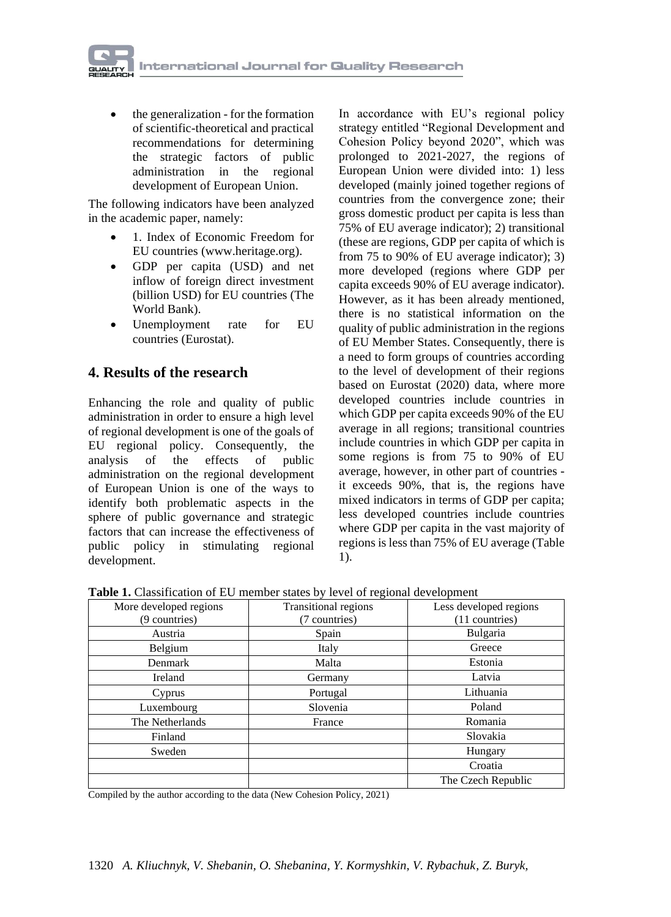- the generalization - for the formation of scientific-theoretical and practical recommendations for determining the strategic factors of public administration in the regional development of European Union.

The following indicators have been analyzed in the academic paper, namely:

- 1. Index of Economic Freedom for EU countries (www.heritage.org).
- GDP per capita (USD) and net inflow of foreign direct investment (billion USD) for EU countries (The World Bank).
- Unemployment rate for EU countries (Eurostat).

## 4. Results of the research

Enhancing the role and quality of public administration in order to ensure a high level of regional development is one of the goals of EU regional policy. Consequently, the analysis of the effects of public administration on the regional development of European Union is one of the ways to identify both problematic aspects in the sphere of public governance and strategic factors that can increase the effectiveness of public policy in stimulating regional development.

In accordance with EU's regional policy strategy entitled "Regional Development and Cohesion Policy beyond 2020", which was prolonged to 2021-2027, the regions of European Union were divided into: 1) less developed (mainly joined together regions of countries from the convergence zone; their gross domestic product per capita is less than 75% of EU average indicator); 2) transitional (these are regions, GDP per capita of which is from 75 to 90% of EU average indicator); 3) more developed (regions where GDP per capita exceeds 90% of EU average indicator). However, as it has been already mentioned, there is no statistical information on the quality of public administration in the regions of EU Member States. Consequently, there is a need to form groups of countries according to the level of development of their regions based on Eurostat (2020) data, where more developed countries include countries in which GDP per capita exceeds 90% of the EU average in all regions; transitional countries include countries in which GDP per capita in some regions is from 75 to 90% of EU average, however, in other part of countries - it exceeds 90%, that is, the regions have mixed indicators in terms of GDP per capita; less developed countries include countries where GDP per capita in the vast majority of regions is less than 75% of EU average (Table 1).

**Table 1.** Classification of EU member states by level of regional development

| More developed regions (9 countries) | Transitional regions (7 countries) | Less developed regions (11 countries) |
|---|---|---|
| Austria | Spain | Bulgaria |
| Belgium | Italy | Greece |
| Denmark | Malta | Estonia |
| Ireland | Germany | Latvia |
| Cyprus | Portugal | Lithuania |
| Luxembourg | Slovenia | Poland |
| The Netherlands | France | Romania |
| Finland | | Slovakia |
| Sweden | | Hungary |
| | | Croatia |
| | | The Czech Republic |

Compiled by the author according to the data (New Cohesion Policy, 2021)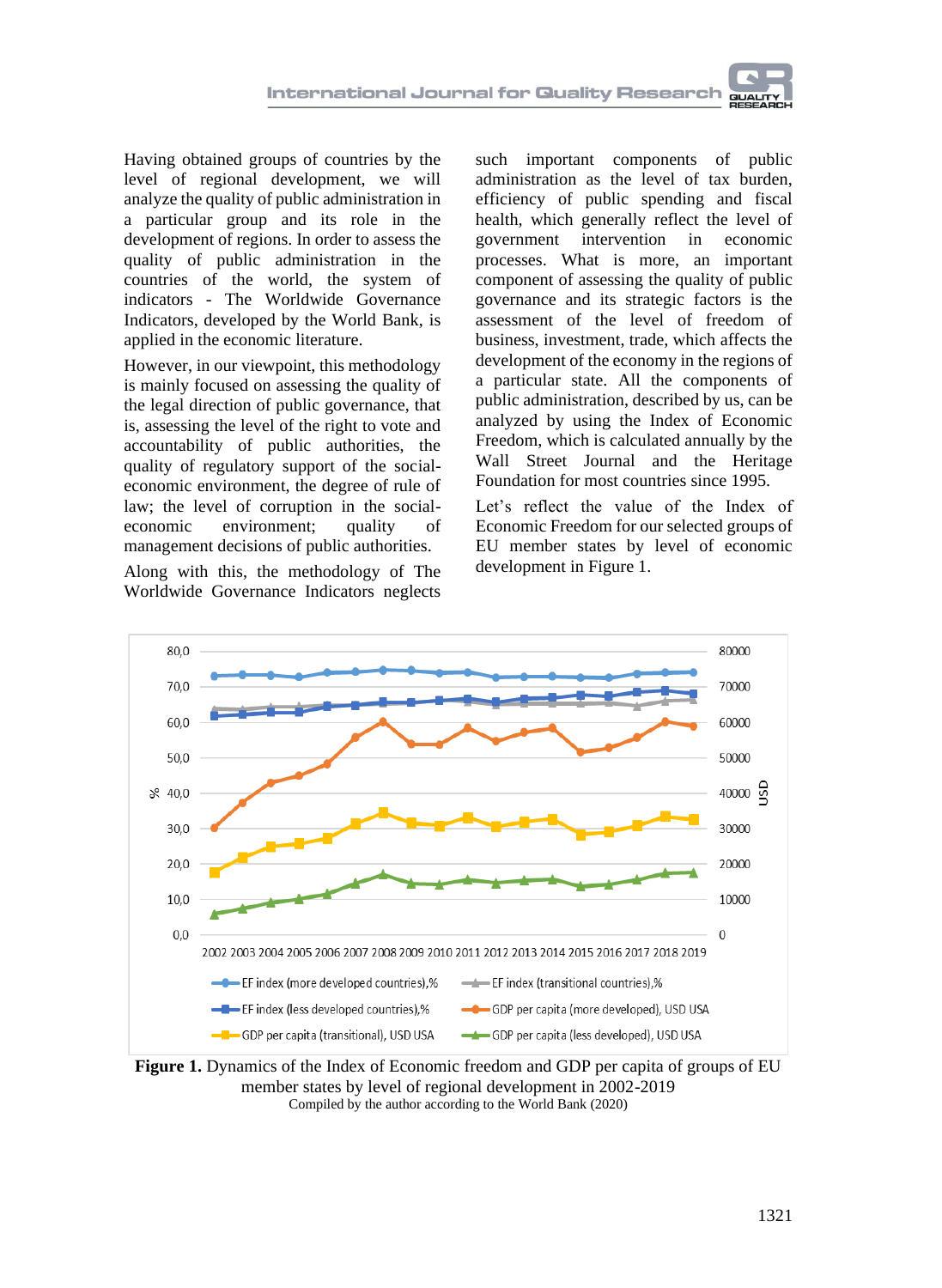Having obtained groups of countries by the level of regional development, we will analyze the quality of public administration in a particular group and its role in the development of regions. In order to assess the quality of public administration in the countries of the world, the system of indicators - The Worldwide Governance Indicators, developed by the World Bank, is applied in the economic literature.

However, in our viewpoint, this methodology is mainly focused on assessing the quality of the legal direction of public governance, that is, assessing the level of the right to vote and accountability of public authorities, the quality of regulatory support of the social-economic environment, the degree of rule of law; the level of corruption in the social-economic environment; quality of management decisions of public authorities.

Along with this, the methodology of The Worldwide Governance Indicators neglects such important components of public administration as the level of tax burden, efficiency of public spending and fiscal health, which generally reflect the level of government intervention in economic processes. What is more, an important component of assessing the quality of public governance and its strategic factors is the assessment of the level of freedom of business, investment, trade, which affects the development of the economy in the regions of a particular state. All the components of public administration, described by us, can be analyzed by using the Index of Economic Freedom, which is calculated annually by the Wall Street Journal and the Heritage Foundation for most countries since 1995.

Let's reflect the value of the Index of Economic Freedom for our selected groups of EU member states by level of economic development in Figure 1.

**Figure 1.** Dynamics of the Index of Economic freedom and GDP per capita of groups of EU member states by level of regional development in 2002-2019
Compiled by the author according to the World Bank (2020)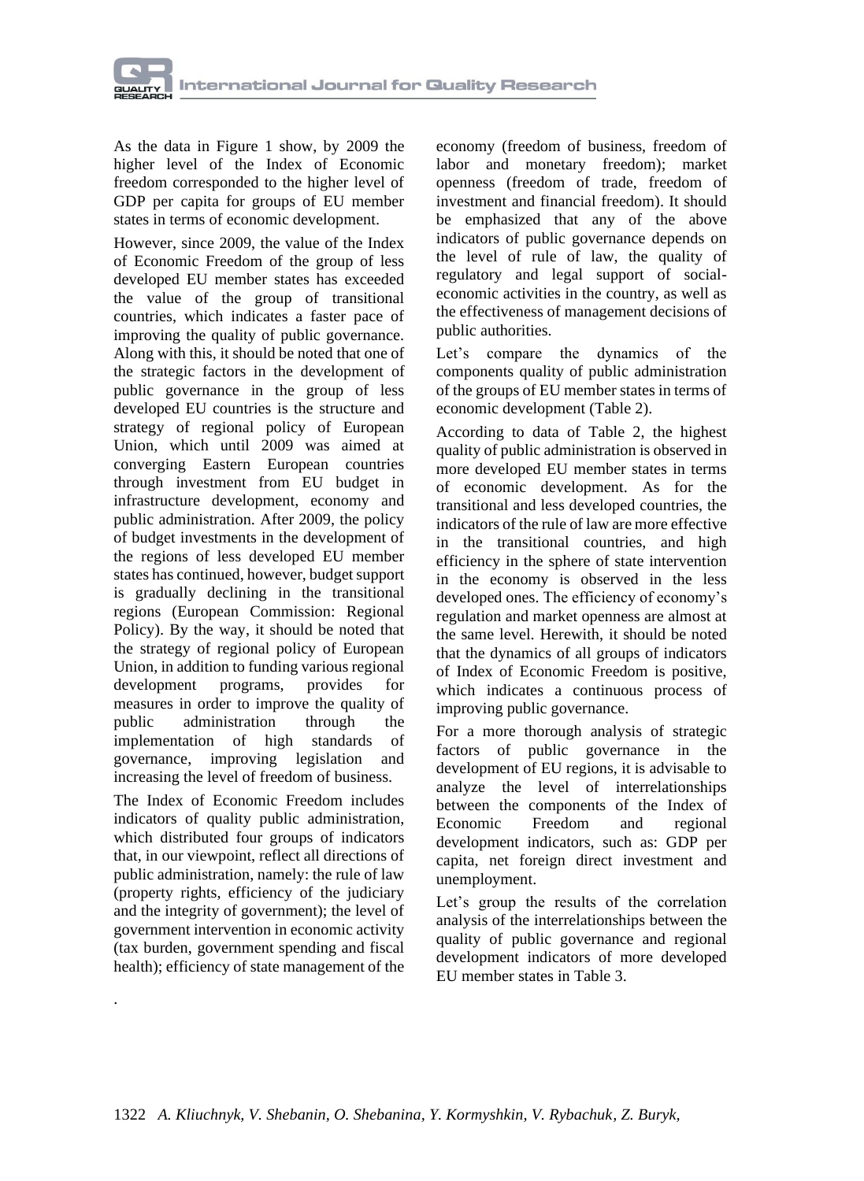As the data in Figure 1 show, by 2009 the higher level of the Index of Economic freedom corresponded to the higher level of GDP per capita for groups of EU member states in terms of economic development.

However, since 2009, the value of the Index of Economic Freedom of the group of less developed EU member states has exceeded the value of the group of transitional countries, which indicates a faster pace of improving the quality of public governance. Along with this, it should be noted that one of the strategic factors in the development of public governance in the group of less developed EU countries is the structure and strategy of regional policy of European Union, which until 2009 was aimed at converging Eastern European countries through investment from EU budget in infrastructure development, economy and public administration. After 2009, the policy of budget investments in the development of the regions of less developed EU member states has continued, however, budget support is gradually declining in the transitional regions (European Commission: Regional Policy). By the way, it should be noted that the strategy of regional policy of European Union, in addition to funding various regional development programs, provides for measures in order to improve the quality of public administration through the implementation of high standards of governance, improving legislation and increasing the level of freedom of business.

The Index of Economic Freedom includes indicators of quality public administration, which distributed four groups of indicators that, in our viewpoint, reflect all directions of public administration, namely: the rule of law (property rights, efficiency of the judiciary and the integrity of government); the level of government intervention in economic activity (tax burden, government spending and fiscal health); efficiency of state management of the economy (freedom of business, freedom of labor and monetary freedom); market openness (freedom of trade, freedom of investment and financial freedom). It should be emphasized that any of the above indicators of public governance depends on the level of rule of law, the quality of regulatory and legal support of social-economic activities in the country, as well as the effectiveness of management decisions of public authorities.

Let's compare the dynamics of the components quality of public administration of the groups of EU member states in terms of economic development (Table 2).

According to data of Table 2, the highest quality of public administration is observed in more developed EU member states in terms of economic development. As for the transitional and less developed countries, the indicators of the rule of law are more effective in the transitional countries, and high efficiency in the sphere of state intervention in the economy is observed in the less developed ones. The efficiency of economy's regulation and market openness are almost at the same level. Herewith, it should be noted that the dynamics of all groups of indicators of Index of Economic Freedom is positive, which indicates a continuous process of improving public governance.

For a more thorough analysis of strategic factors of public governance in the development of EU regions, it is advisable to analyze the level of interrelationships between the components of the Index of Economic Freedom and regional development indicators, such as: GDP per capita, net foreign direct investment and unemployment.

Let's group the results of the correlation analysis of the interrelationships between the quality of public governance and regional development indicators of more developed EU member states in Table 3.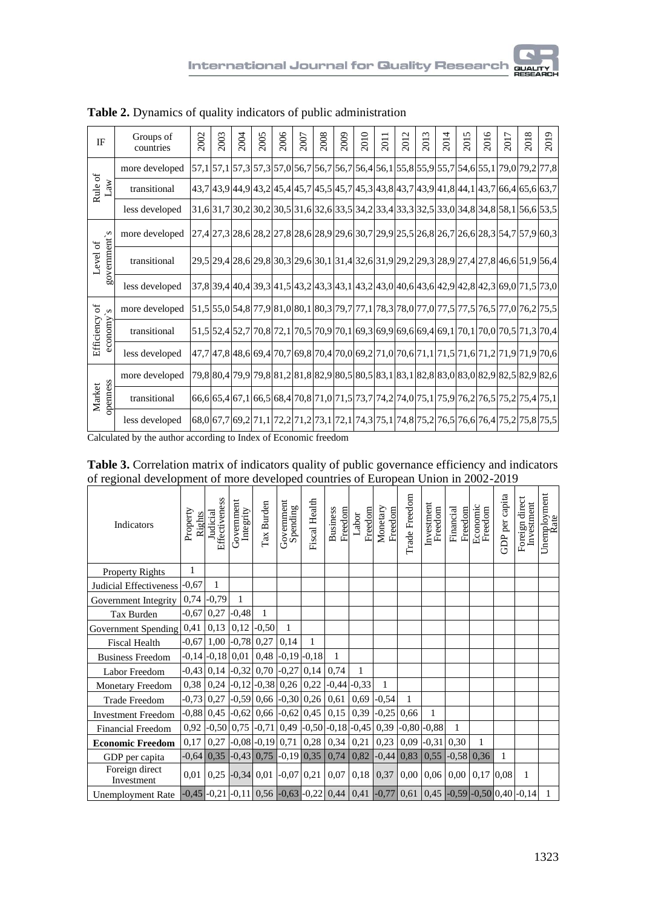**Table 2.** Dynamics of quality indicators of public administration

| IF | Groups of countries | 2002 | 2003 | 2004 | 2005 | 2006 | 2007 | 2008 | 2009 | 2010 | 2011 | 2012 | 2013 | 2014 | 2015 | 2016 | 2017 | 2018 | 2019 |
|---|---|---|---|---|---|---|---|---|---|---|---|---|---|---|---|---|---|---|---|
| Rule of Law | more developed | 57,1 | 57,1 | 57,3 | 57,3 | 57,0 | 56,7 | 56,7 | 56,7 | 56,4 | 56,1 | 55,8 | 55,9 | 55,7 | 54,6 | 55,1 | 79,0 | 79,2 | 77,8 |
| | transitional | 43,7 | 43,9 | 44,9 | 43,2 | 45,4 | 45,7 | 45,5 | 45,7 | 45,3 | 43,8 | 43,7 | 43,9 | 41,8 | 44,1 | 43,7 | 66,4 | 65,6 | 63,7 |
| | less developed | 31,6 | 31,7 | 30,2 | 30,2 | 30,5 | 31,6 | 32,6 | 33,5 | 34,2 | 33,4 | 33,3 | 32,5 | 33,0 | 34,8 | 34,8 | 58,1 | 56,6 | 53,5 |
| Level of government`s | more developed | 27,4 | 27,3 | 28,6 | 28,2 | 27,8 | 28,6 | 28,9 | 29,6 | 30,7 | 29,9 | 25,5 | 26,8 | 26,7 | 26,6 | 28,3 | 54,7 | 57,9 | 60,3 |
| | transitional | 29,5 | 29,4 | 28,6 | 29,8 | 30,3 | 29,6 | 30,1 | 31,4 | 32,6 | 31,9 | 29,2 | 29,3 | 28,9 | 27,4 | 27,8 | 46,6 | 51,9 | 56,4 |
| | less developed | 37,8 | 39,4 | 40,4 | 39,3 | 41,5 | 43,2 | 43,3 | 43,1 | 43,2 | 43,0 | 40,6 | 43,6 | 42,9 | 42,8 | 42,3 | 69,0 | 71,5 | 73,0 |
| Efficiency of economy`s | more developed | 51,5 | 55,0 | 54,8 | 77,9 | 81,0 | 80,1 | 80,3 | 79,7 | 77,1 | 78,3 | 78,0 | 77,0 | 77,5 | 77,5 | 76,5 | 77,0 | 76,2 | 75,5 |
| | transitional | 51,5 | 52,4 | 52,7 | 70,8 | 72,1 | 70,5 | 70,9 | 70,1 | 69,3 | 69,9 | 69,6 | 69,4 | 69,1 | 70,1 | 70,0 | 70,5 | 71,3 | 70,4 |
| | less developed | 47,7 | 47,8 | 48,6 | 69,4 | 70,7 | 69,8 | 70,4 | 70,0 | 69,2 | 71,0 | 70,6 | 71,1 | 71,5 | 71,6 | 71,2 | 71,9 | 71,9 | 70,6 |
| Market openness | more developed | 79,8 | 80,4 | 79,9 | 79,8 | 81,2 | 81,8 | 82,9 | 80,5 | 80,5 | 83,1 | 83,1 | 82,8 | 83,0 | 83,0 | 82,9 | 82,5 | 82,9 | 82,6 |
| | transitional | 66,6 | 65,4 | 67,1 | 66,5 | 68,4 | 70,8 | 71,0 | 71,5 | 73,7 | 74,2 | 74,0 | 75,1 | 75,9 | 76,2 | 76,5 | 75,2 | 75,4 | 75,1 |
| | less developed | 68,0 | 67,7 | 69,2 | 71,1 | 72,2 | 71,2 | 73,1 | 72,1 | 74,3 | 75,1 | 74,8 | 75,2 | 76,5 | 76,6 | 76,4 | 75,2 | 75,8 | 75,5 |

Calculated by the author according to Index of Economic freedom

**Table 3.** Correlation matrix of indicators quality of public governance efficiency and indicators of regional development of more developed countries of European Union in 2002-2019

| Indicators | Property Rights | Judicial Effectiveness | Government Integrity | Tax Burden | Government Spending | Fiscal Health | Business Freedom | Labor Freedom | Monetary Freedom | Trade Freedom | Investment Freedom | Financial Freedom | Economic Freedom | GDP per capita | Foreign direct Investment | Unemployment Rate |
|---|---|---|---|---|---|---|---|---|---|---|---|---|---|---|---|---|
| Property Rights | 1 | | | | | | | | | | | | | | | |
| Judicial Effectiveness | -0,67 | 1 | | | | | | | | | | | | | | |
| Government Integrity | 0,74 | -0,79 | 1 | | | | | | | | | | | | | |
| Tax Burden | -0,67 | 0,27 | -0,48 | 1 | | | | | | | | | | | | |
| Government Spending | 0,41 | 0,13 | 0,12 | -0,50 | 1 | | | | | | | | | | | |
| Fiscal Health | -0,67 | 1,00 | -0,78 | 0,27 | 0,14 | 1 | | | | | | | | | | |
| Business Freedom | -0,14 | -0,18 | 0,01 | 0,48 | -0,19 | -0,18 | 1 | | | | | | | | | |
| Labor Freedom | -0,43 | 0,14 | -0,32 | 0,70 | -0,27 | 0,14 | 0,74 | 1 | | | | | | | | |
| Monetary Freedom | 0,38 | 0,24 | -0,12 | -0,38 | 0,26 | 0,22 | -0,44 | -0,33 | 1 | | | | | | | |
| Trade Freedom | -0,73 | 0,27 | -0,59 | 0,66 | -0,30 | 0,26 | 0,61 | 0,69 | -0,54 | 1 | | | | | | |
| Investment Freedom | -0,88 | 0,45 | -0,62 | 0,66 | -0,62 | 0,45 | 0,15 | 0,39 | -0,25 | 0,66 | 1 | | | | | |
| Financial Freedom | 0,92 | -0,50 | 0,75 | -0,71 | 0,49 | -0,50 | -0,18 | -0,45 | 0,39 | -0,80 | -0,88 | 1 | | | | |
| **Economic Freedom** | 0,17 | 0,27 | -0,08 | -0,19 | 0,71 | 0,28 | 0,34 | 0,21 | 0,23 | 0,09 | -0,31 | 0,30 | 1 | | | |
| GDP per capita | -0,64 | 0,35 | -0,43 | 0,75 | -0,19 | 0,35 | 0,74 | 0,82 | -0,44 | 0,83 | 0,55 | -0,58 | 0,36 | 1 | | |
| Foreign direct Investment | 0,01 | 0,25 | -0,34 | 0,01 | -0,07 | 0,21 | 0,07 | 0,18 | 0,37 | 0,00 | 0,06 | 0,00 | 0,17 | 0,08 | 1 | |
| Unemployment Rate | -0,45 | -0,21 | -0,11 | 0,56 | -0,63 | -0,22 | 0,44 | 0,41 | -0,77 | 0,61 | 0,45 | -0,59 | -0,50 | 0,40 | -0,14 | 1 |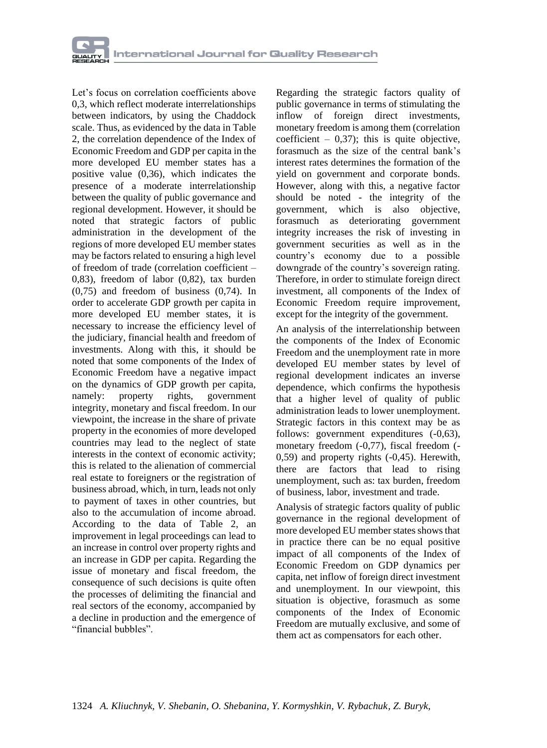Let's focus on correlation coefficients above 0,3, which reflect moderate interrelationships between indicators, by using the Chaddock scale. Thus, as evidenced by the data in Table 2, the correlation dependence of the Index of Economic Freedom and GDP per capita in the more developed EU member states has a positive value (0,36), which indicates the presence of a moderate interrelationship between the quality of public governance and regional development. However, it should be noted that strategic factors of public administration in the development of the regions of more developed EU member states may be factors related to ensuring a high level of freedom of trade (correlation coefficient – 0,83), freedom of labor (0,82), tax burden (0,75) and freedom of business (0,74). In order to accelerate GDP growth per capita in more developed EU member states, it is necessary to increase the efficiency level of the judiciary, financial health and freedom of investments. Along with this, it should be noted that some components of the Index of Economic Freedom have a negative impact on the dynamics of GDP growth per capita, namely: property rights, government integrity, monetary and fiscal freedom. In our viewpoint, the increase in the share of private property in the economies of more developed countries may lead to the neglect of state interests in the context of economic activity; this is related to the alienation of commercial real estate to foreigners or the registration of business abroad, which, in turn, leads not only to payment of taxes in other countries, but also to the accumulation of income abroad. According to the data of Table 2, an improvement in legal proceedings can lead to an increase in control over property rights and an increase in GDP per capita. Regarding the issue of monetary and fiscal freedom, the consequence of such decisions is quite often the processes of delimiting the financial and real sectors of the economy, accompanied by a decline in production and the emergence of "financial bubbles".

Regarding the strategic factors quality of public governance in terms of stimulating the inflow of foreign direct investments, monetary freedom is among them (correlation coefficient – 0,37); this is quite objective, forasmuch as the size of the central bank's interest rates determines the formation of the yield on government and corporate bonds. However, along with this, a negative factor should be noted - the integrity of the government, which is also objective, forasmuch as deteriorating government integrity increases the risk of investing in government securities as well as in the country's economy due to a possible downgrade of the country's sovereign rating. Therefore, in order to stimulate foreign direct investment, all components of the Index of Economic Freedom require improvement, except for the integrity of the government.

An analysis of the interrelationship between the components of the Index of Economic Freedom and the unemployment rate in more developed EU member states by level of regional development indicates an inverse dependence, which confirms the hypothesis that a higher level of quality of public administration leads to lower unemployment. Strategic factors in this context may be as follows: government expenditures (-0,63), monetary freedom (-0,77), fiscal freedom (-0,59) and property rights (-0,45). Herewith, there are factors that lead to rising unemployment, such as: tax burden, freedom of business, labor, investment and trade.

Analysis of strategic factors quality of public governance in the regional development of more developed EU member states shows that in practice there can be no equal positive impact of all components of the Index of Economic Freedom on GDP dynamics per capita, net inflow of foreign direct investment and unemployment. In our viewpoint, this situation is objective, forasmuch as some components of the Index of Economic Freedom are mutually exclusive, and some of them act as compensators for each other.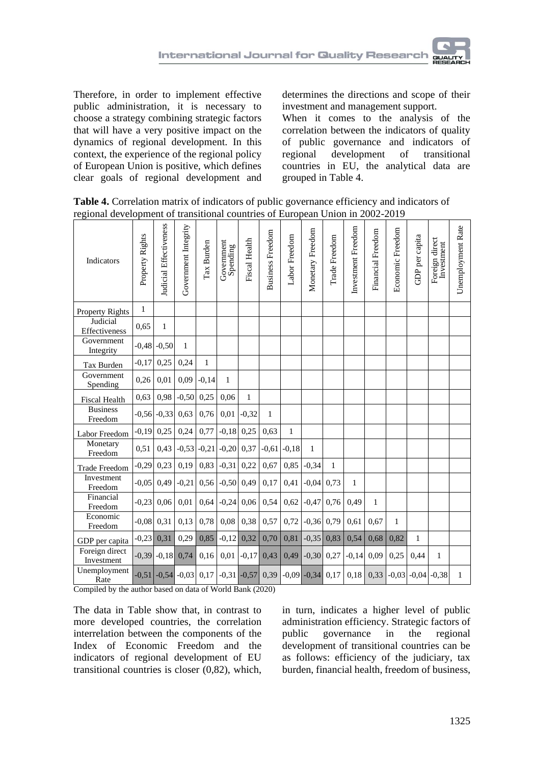Therefore, in order to implement effective public administration, it is necessary to choose a strategy combining strategic factors that will have a very positive impact on the dynamics of regional development. In this context, the experience of the regional policy of European Union is positive, which defines clear goals of regional development and determines the directions and scope of their investment and management support.

When it comes to the analysis of the correlation between the indicators of quality of public governance and indicators of regional development of transitional countries in EU, the analytical data are grouped in Table 4.

**Table 4.** Correlation matrix of indicators of public governance efficiency and indicators of regional development of transitional countries of European Union in 2002-2019

| Indicators | Property Rights | Judicial Effectiveness | Government Integrity | Tax Burden | Government Spending | Fiscal Health | Business Freedom | Labor Freedom | Monetary Freedom | Trade Freedom | Investment Freedom | Financial Freedom | Economic Freedom | GDP per capita | Foreign direct Investment | Unemployment Rate |
|---|---|---|---|---|---|---|---|---|---|---|---|---|---|---|---|---|
| Property Rights | 1 | | | | | | | | | | | | | | | |
| Judicial Effectiveness | 0,65 | 1 | | | | | | | | | | | | | | |
| Government Integrity | -0,48 | -0,50 | 1 | | | | | | | | | | | | | |
| Tax Burden | -0,17 | 0,25 | 0,24 | 1 | | | | | | | | | | | | |
| Government Spending | 0,26 | 0,01 | 0,09 | -0,14 | 1 | | | | | | | | | | | |
| Fiscal Health | 0,63 | 0,98 | -0,50 | 0,25 | 0,06 | 1 | | | | | | | | | | |
| Business Freedom | -0,56 | -0,33 | 0,63 | 0,76 | 0,01 | -0,32 | 1 | | | | | | | | | |
| Labor Freedom | -0,19 | 0,25 | 0,24 | 0,77 | -0,18 | 0,25 | 0,63 | 1 | | | | | | | | |
| Monetary Freedom | 0,51 | 0,43 | -0,53 | -0,21 | -0,20 | 0,37 | -0,61 | -0,18 | 1 | | | | | | | |
| Trade Freedom | -0,29 | 0,23 | 0,19 | 0,83 | -0,31 | 0,22 | 0,67 | 0,85 | -0,34 | 1 | | | | | | |
| Investment Freedom | -0,05 | 0,49 | -0,21 | 0,56 | -0,50 | 0,49 | 0,17 | 0,41 | -0,04 | 0,73 | 1 | | | | | |
| Financial Freedom | -0,23 | 0,06 | 0,01 | 0,64 | -0,24 | 0,06 | 0,54 | 0,62 | -0,47 | 0,76 | 0,49 | 1 | | | | |
| Economic Freedom | -0,08 | 0,31 | 0,13 | 0,78 | 0,08 | 0,38 | 0,57 | 0,72 | -0,36 | 0,79 | 0,61 | 0,67 | 1 | | | |
| GDP per capita | -0,23 | 0,31 | 0,29 | 0,85 | -0,12 | 0,32 | 0,70 | 0,81 | -0,35 | 0,83 | 0,54 | 0,68 | 0,82 | 1 | | |
| Foreign direct Investment | -0,39 | -0,18 | 0,74 | 0,16 | 0,01 | -0,17 | 0,43 | 0,49 | -0,30 | 0,27 | -0,14 | 0,09 | 0,25 | 0,44 | 1 | |
| Unemployment Rate | -0,51 | -0,54 | -0,03 | 0,17 | -0,31 | -0,57 | 0,39 | -0,09 | -0,34 | 0,17 | 0,18 | 0,33 | -0,03 | -0,04 | -0,38 | 1 |

Compiled by the author based on data of World Bank (2020)

The data in Table show that, in contrast to more developed countries, the correlation interrelation between the components of the Index of Economic Freedom and the indicators of regional development of EU transitional countries is closer (0,82), which, in turn, indicates a higher level of public administration efficiency. Strategic factors of public governance in the regional development of transitional countries can be as follows: efficiency of the judiciary, tax burden, financial health, freedom of business,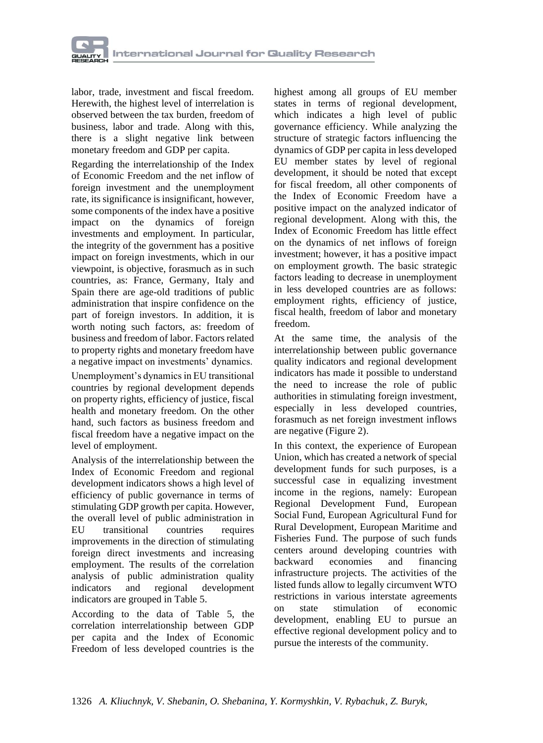labor, trade, investment and fiscal freedom. Herewith, the highest level of interrelation is observed between the tax burden, freedom of business, labor and trade. Along with this, there is a slight negative link between monetary freedom and GDP per capita.

Regarding the interrelationship of the Index of Economic Freedom and the net inflow of foreign investment and the unemployment rate, its significance is insignificant, however, some components of the index have a positive impact on the dynamics of foreign investments and employment. In particular, the integrity of the government has a positive impact on foreign investments, which in our viewpoint, is objective, forasmuch as in such countries, as: France, Germany, Italy and Spain there are age-old traditions of public administration that inspire confidence on the part of foreign investors. In addition, it is worth noting such factors, as: freedom of business and freedom of labor. Factors related to property rights and monetary freedom have a negative impact on investments' dynamics.

Unemployment's dynamics in EU transitional countries by regional development depends on property rights, efficiency of justice, fiscal health and monetary freedom. On the other hand, such factors as business freedom and fiscal freedom have a negative impact on the level of employment.

Analysis of the interrelationship between the Index of Economic Freedom and regional development indicators shows a high level of efficiency of public governance in terms of stimulating GDP growth per capita. However, the overall level of public administration in EU transitional countries requires improvements in the direction of stimulating foreign direct investments and increasing employment. The results of the correlation analysis of public administration quality indicators and regional development indicators are grouped in Table 5.

According to the data of Table 5, the correlation interrelationship between GDP per capita and the Index of Economic Freedom of less developed countries is the highest among all groups of EU member states in terms of regional development, which indicates a high level of public governance efficiency. While analyzing the structure of strategic factors influencing the dynamics of GDP per capita in less developed EU member states by level of regional development, it should be noted that except for fiscal freedom, all other components of the Index of Economic Freedom have a positive impact on the analyzed indicator of regional development. Along with this, the Index of Economic Freedom has little effect on the dynamics of net inflows of foreign investment; however, it has a positive impact on employment growth. The basic strategic factors leading to decrease in unemployment in less developed countries are as follows: employment rights, efficiency of justice, fiscal health, freedom of labor and monetary freedom.

At the same time, the analysis of the interrelationship between public governance quality indicators and regional development indicators has made it possible to understand the need to increase the role of public authorities in stimulating foreign investment, especially in less developed countries, forasmuch as net foreign investment inflows are negative (Figure 2).

In this context, the experience of European Union, which has created a network of special development funds for such purposes, is a successful case in equalizing investment income in the regions, namely: European Regional Development Fund, European Social Fund, European Agricultural Fund for Rural Development, European Maritime and Fisheries Fund. The purpose of such funds centers around developing countries with backward economies and financing infrastructure projects. The activities of the listed funds allow to legally circumvent WTO restrictions in various interstate agreements on state stimulation of economic development, enabling EU to pursue an effective regional development policy and to pursue the interests of the community.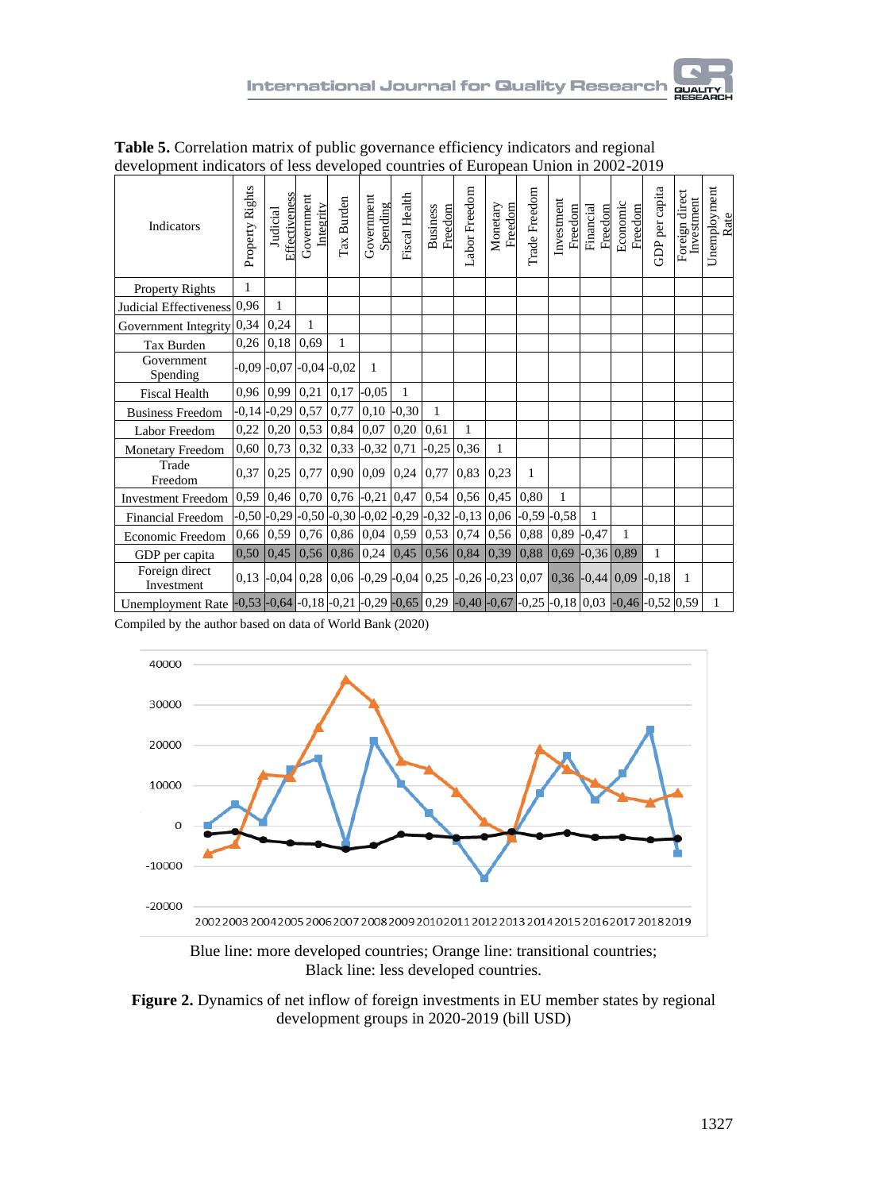**Table 5.** Correlation matrix of public governance efficiency indicators and regional development indicators of less developed countries of European Union in 2002-2019

| Indicators | Property Rights | Judicial Effectiveness | Government Integrity | Tax Burden | Government Spending | Fiscal Health | Business Freedom | Labor Freedom | Monetary Freedom | Trade Freedom | Investment Freedom | Financial Freedom | Economic Freedom | GDP per capita | Foreign direct Investment | Unemployment Rate |
|---|---|---|---|---|---|---|---|---|---|---|---|---|---|---|---|---|
| Property Rights | 1 | | | | | | | | | | | | | | | |
| Judicial Effectiveness | 0,96 | 1 | | | | | | | | | | | | | | |
| Government Integrity | 0,34 | 0,24 | 1 | | | | | | | | | | | | | |
| Tax Burden | 0,26 | 0,18 | 0,69 | 1 | | | | | | | | | | | | |
| Government Spending | -0,09 | -0,07 | -0,04 | -0,02 | 1 | | | | | | | | | | | |
| Fiscal Health | 0,96 | 0,99 | 0,21 | 0,17 | -0,05 | 1 | | | | | | | | | | |
| Business Freedom | -0,14 | -0,29 | 0,57 | 0,77 | 0,10 | -0,30 | 1 | | | | | | | | | |
| Labor Freedom | 0,22 | 0,20 | 0,53 | 0,84 | 0,07 | 0,20 | 0,61 | 1 | | | | | | | | |
| Monetary Freedom | 0,60 | 0,73 | 0,32 | 0,33 | -0,32 | 0,71 | -0,25 | 0,36 | 1 | | | | | | | |
| Trade Freedom | 0,37 | 0,25 | 0,77 | 0,90 | 0,09 | 0,24 | 0,77 | 0,83 | 0,23 | 1 | | | | | | |
| Investment Freedom | 0,59 | 0,46 | 0,70 | 0,76 | -0,21 | 0,47 | 0,54 | 0,56 | 0,45 | 0,80 | 1 | | | | | |
| Financial Freedom | -0,50 | -0,29 | -0,50 | -0,30 | -0,02 | -0,29 | -0,32 | -0,13 | 0,06 | -0,59 | -0,58 | 1 | | | | |
| Economic Freedom | 0,66 | 0,59 | 0,76 | 0,86 | 0,04 | 0,59 | 0,53 | 0,74 | 0,56 | 0,88 | 0,89 | -0,47 | 1 | | | |
| GDP per capita | 0,50 | 0,45 | 0,56 | 0,86 | 0,24 | 0,45 | 0,56 | 0,84 | 0,39 | 0,88 | 0,69 | -0,36 | 0,89 | 1 | | |
| Foreign direct Investment | 0,13 | -0,04 | 0,28 | 0,06 | -0,29 | -0,04 | 0,25 | -0,26 | -0,23 | 0,07 | 0,36 | -0,44 | 0,09 | -0,18 | 1 | |
| Unemployment Rate | -0,53 | -0,64 | -0,18 | -0,21 | -0,29 | -0,65 | 0,29 | -0,40 | -0,67 | -0,25 | -0,18 | 0,03 | -0,46 | -0,52 | 0,59 | 1 |

Compiled by the author based on data of World Bank (2020)

Blue line: more developed countries; Orange line: transitional countries; Black line: less developed countries.

**Figure 2.** Dynamics of net inflow of foreign investments in EU member states by regional development groups in 2020-2019 (bill USD)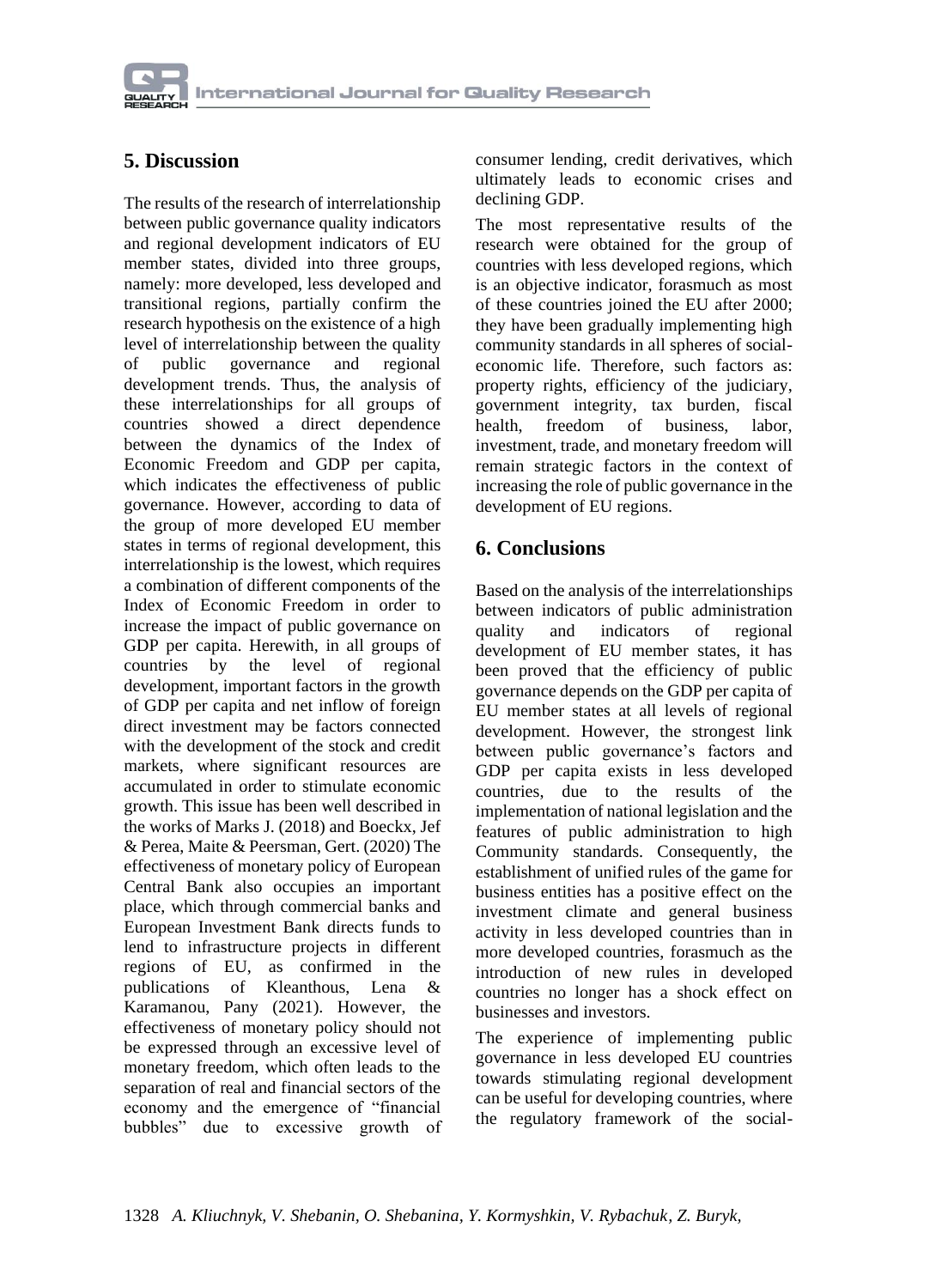## 5. Discussion

The results of the research of interrelationship between public governance quality indicators and regional development indicators of EU member states, divided into three groups, namely: more developed, less developed and transitional regions, partially confirm the research hypothesis on the existence of a high level of interrelationship between the quality of public governance and regional development trends. Thus, the analysis of these interrelationships for all groups of countries showed a direct dependence between the dynamics of the Index of Economic Freedom and GDP per capita, which indicates the effectiveness of public governance. However, according to data of the group of more developed EU member states in terms of regional development, this interrelationship is the lowest, which requires a combination of different components of the Index of Economic Freedom in order to increase the impact of public governance on GDP per capita. Herewith, in all groups of countries by the level of regional development, important factors in the growth of GDP per capita and net inflow of foreign direct investment may be factors connected with the development of the stock and credit markets, where significant resources are accumulated in order to stimulate economic growth. This issue has been well described in the works of Marks J. (2018) and Boeckx, Jef & Perea, Maite & Peersman, Gert. (2020) The effectiveness of monetary policy of European Central Bank also occupies an important place, which through commercial banks and European Investment Bank directs funds to lend to infrastructure projects in different regions of EU, as confirmed in the publications of Kleanthous, Lena & Karamanou, Pany (2021). However, the effectiveness of monetary policy should not be expressed through an excessive level of monetary freedom, which often leads to the separation of real and financial sectors of the economy and the emergence of "financial bubbles" due to excessive growth of consumer lending, credit derivatives, which ultimately leads to economic crises and declining GDP.

The most representative results of the research were obtained for the group of countries with less developed regions, which is an objective indicator, forasmuch as most of these countries joined the EU after 2000; they have been gradually implementing high community standards in all spheres of social-economic life. Therefore, such factors as: property rights, efficiency of the judiciary, government integrity, tax burden, fiscal health, freedom of business, labor, investment, trade, and monetary freedom will remain strategic factors in the context of increasing the role of public governance in the development of EU regions.

## 6. Conclusions

Based on the analysis of the interrelationships between indicators of public administration quality and indicators of regional development of EU member states, it has been proved that the efficiency of public governance depends on the GDP per capita of EU member states at all levels of regional development. However, the strongest link between public governance's factors and GDP per capita exists in less developed countries, due to the results of the implementation of national legislation and the features of public administration to high Community standards. Consequently, the establishment of unified rules of the game for business entities has a positive effect on the investment climate and general business activity in less developed countries than in more developed countries, forasmuch as the introduction of new rules in developed countries no longer has a shock effect on businesses and investors.

The experience of implementing public governance in less developed EU countries towards stimulating regional development can be useful for developing countries, where the regulatory framework of the social-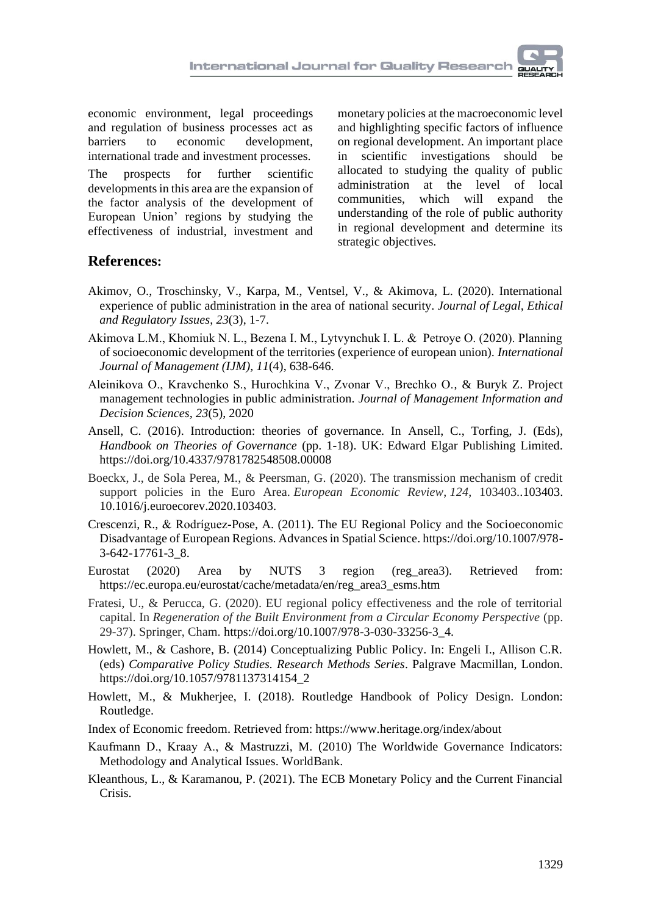economic environment, legal proceedings and regulation of business processes act as barriers to economic development, international trade and investment processes.

The prospects for further scientific developments in this area are the expansion of the factor analysis of the development of European Union' regions by studying the effectiveness of industrial, investment and monetary policies at the macroeconomic level and highlighting specific factors of influence on regional development. An important place in scientific investigations should be allocated to studying the quality of public administration at the level of local communities, which will expand the understanding of the role of public authority in regional development and determine its strategic objectives.

## References:

Akimov, O., Troschinsky, V., Karpa, M., Ventsel, V., & Akimova, L. (2020). International experience of public administration in the area of national security. *Journal of Legal, Ethical and Regulatory Issues*, *23*(3), 1-7.

Akimova L.M., Khomiuk N. L., Bezena I. M., Lytvynchuk I. L. & Petroye O. (2020). Planning of socioeconomic development of the territories (experience of european union). *International Journal of Management (IJM), 11*(4), 638-646.

Aleinikova O., Kravchenko S., Hurochkina V., Zvonar V., Brechko O., & Buryk Z. Project management technologies in public administration. *Journal of Management Information and Decision Sciences, 23*(5), 2020

Ansell, C. (2016). Introduction: theories of governance. In Ansell, C., Torfing, J. (Eds), *Handbook on Theories of Governance* (pp. 1-18). UK: Edward Elgar Publishing Limited. https://doi.org/10.4337/9781782548508.00008

Boeckx, J., de Sola Perea, M., & Peersman, G. (2020). The transmission mechanism of credit support policies in the Euro Area. *European Economic Review*, *124*, 103403..103403. 10.1016/j.euroecorev.2020.103403.

Crescenzi, R., & Rodríguez-Pose, A. (2011). The EU Regional Policy and the Socioeconomic Disadvantage of European Regions. Advances in Spatial Science. https://doi.org/10.1007/978-3-642-17761-3_8.

Eurostat (2020) Area by NUTS 3 region (reg_area3). Retrieved from: https://ec.europa.eu/eurostat/cache/metadata/en/reg_area3_esms.htm

Fratesi, U., & Perucca, G. (2020). EU regional policy effectiveness and the role of territorial capital. In *Regeneration of the Built Environment from a Circular Economy Perspective* (pp. 29-37). Springer, Cham. https://doi.org/10.1007/978-3-030-33256-3_4.

Howlett, M., & Cashore, B. (2014) Conceptualizing Public Policy. In: Engeli I., Allison C.R. (eds) *Comparative Policy Studies. Research Methods Series*. Palgrave Macmillan, London. https://doi.org/10.1057/9781137314154_2

Howlett, M., & Mukherjee, I. (2018). Routledge Handbook of Policy Design. London: Routledge.

Index of Economic freedom. Retrieved from: https://www.heritage.org/index/about

Kaufmann D., Kraay A., & Mastruzzi, M. (2010) The Worldwide Governance Indicators: Methodology and Analytical Issues. WorldBank.

Kleanthous, L., & Karamanou, P. (2021). The ECB Monetary Policy and the Current Financial Crisis.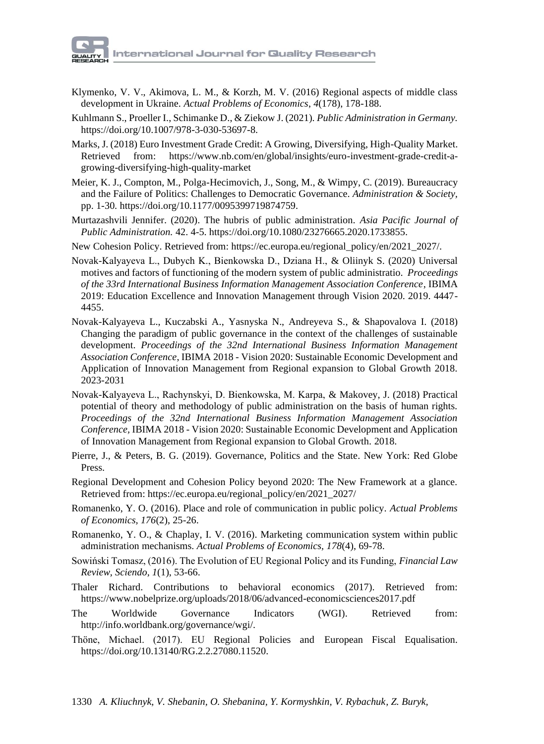Klymenko, V. V., Akimova, L. M., & Korzh, M. V. (2016) Regional aspects of middle class development in Ukraine. *Actual Problems of Economics*, *4*(178), 178-188.

Kuhlmann S., Proeller I., Schimanke D., & Ziekow J. (2021). *Public Administration in Germany.* https://doi.org/10.1007/978-3-030-53697-8.

Marks, J. (2018) Euro Investment Grade Credit: A Growing, Diversifying, High-Quality Market. Retrieved from: https://www.nb.com/en/global/insights/euro-investment-grade-credit-a-growing-diversifying-high-quality-market

Meier, K. J., Compton, M., Polga-Hecimovich, J., Song, M., & Wimpy, C. (2019). Bureaucracy and the Failure of Politics: Challenges to Democratic Governance. *Administration & Society,* pp. 1-30. https://doi.org/10.1177/0095399719874759.

Murtazashvili Jennifer. (2020). The hubris of public administration. *Asia Pacific Journal of Public Administration.* 42. 4-5. https://doi.org/10.1080/23276665.2020.1733855.

New Cohesion Policy. Retrieved from: https://ec.europa.eu/regional_policy/en/2021_2027/.

Novak-Kalyayeva L., Dubych K., Bienkowska D., Dziana H., & Oliinyk S. (2020) Universal motives and factors of functioning of the modern system of public administratio. *Proceedings of the 33rd International Business Information Management Association Conference*, IBIMA 2019: Education Excellence and Innovation Management through Vision 2020. 2019. 4447-4455.

Novak-Kalyayeva L., Kuczabski A., Yasnyska N., Andreyeva S., & Shapovalova I. (2018) Changing the paradigm of public governance in the context of the challenges of sustainable development. *Proceedings of the 32nd International Business Information Management Association Conference*, IBIMA 2018 - Vision 2020: Sustainable Economic Development and Application of Innovation Management from Regional expansion to Global Growth 2018. 2023-2031

Novak-Kalyayeva L., Rachynskyi, D. Bienkowska, M. Karpa, & Makovey, J. (2018) Practical potential of theory and methodology of public administration on the basis of human rights. *Proceedings of the 32nd International Business Information Management Association Conference,* IBIMA 2018 - Vision 2020: Sustainable Economic Development and Application of Innovation Management from Regional expansion to Global Growth. 2018.

Pierre, J., & Peters, B. G. (2019). Governance, Politics and the State. New York: Red Globe Press.

Regional Development and Cohesion Policy beyond 2020: The New Framework at a glance. Retrieved from: https://ec.europa.eu/regional_policy/en/2021_2027/

Romanenko, Y. O. (2016). Place and role of communication in public policy. *Actual Problems of Economics, 176*(2), 25-26.

Romanenko, Y. O., & Chaplay, I. V. (2016). Marketing communication system within public administration mechanisms. *Actual Problems of Economics, 178*(4), 69-78.

Sowiński Tomasz, (2016). The Evolution of EU Regional Policy and its Funding, *Financial Law Review, Sciendo, 1*(1), 53-66.

Thaler Richard. Contributions to behavioral economics (2017). Retrieved from: https://www.nobelprize.org/uploads/2018/06/advanced-economicsciences2017.pdf

The Worldwide Governance Indicators (WGI). Retrieved from: http://info.worldbank.org/governance/wgi/.

Thöne, Michael. (2017). EU Regional Policies and European Fiscal Equalisation. https://doi.org/10.13140/RG.2.2.27080.11520.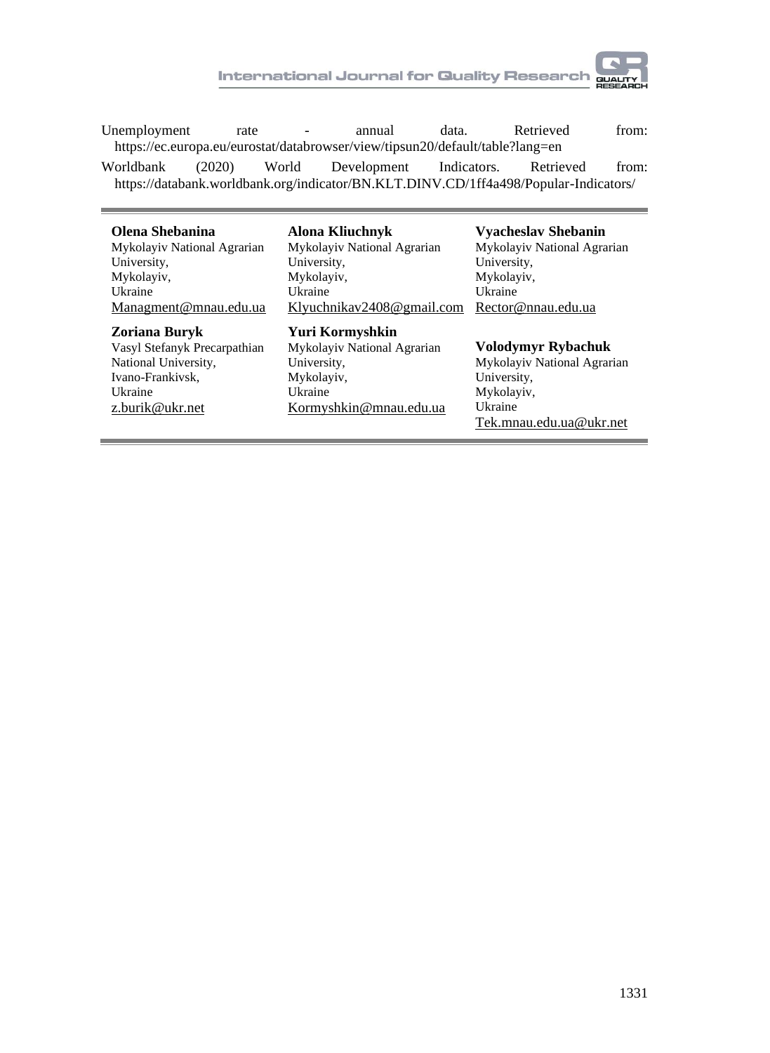Unemployment rate - annual data. Retrieved from: https://ec.europa.eu/eurostat/databrowser/view/tipsun20/default/table?lang=en

Worldbank (2020) World Development Indicators. Retrieved from: https://databank.worldbank.org/indicator/BN.KLT.DINV.CD/1ff4a498/Popular-Indicators/

---

**Olena Shebanina**
Mykolayiv National Agrarian University,
Mykolayiv,
Ukraine
Managment@mnau.edu.ua

**Alona Kliuchnyk**
Mykolayiv National Agrarian University,
Mykolayiv,
Ukraine
Klyuchnikav2408@gmail.com

**Vyacheslav Shebanin**
Mykolayiv National Agrarian University,
Mykolayiv,
Ukraine
Rector@nnau.edu.ua

**Zoriana Buryk**
Vasyl Stefanyk Precarpathian National University,
Ivano-Frankivsk,
Ukraine
z.burik@ukr.net

**Yuri Kormyshkin**
Mykolayiv National Agrarian University,
Mykolayiv,
Ukraine
Kormyshkin@mnau.edu.ua

**Volodymyr Rybachuk**
Mykolayiv National Agrarian University,
Mykolayiv,
Ukraine
Tek.mnau.edu.ua@ukr.net